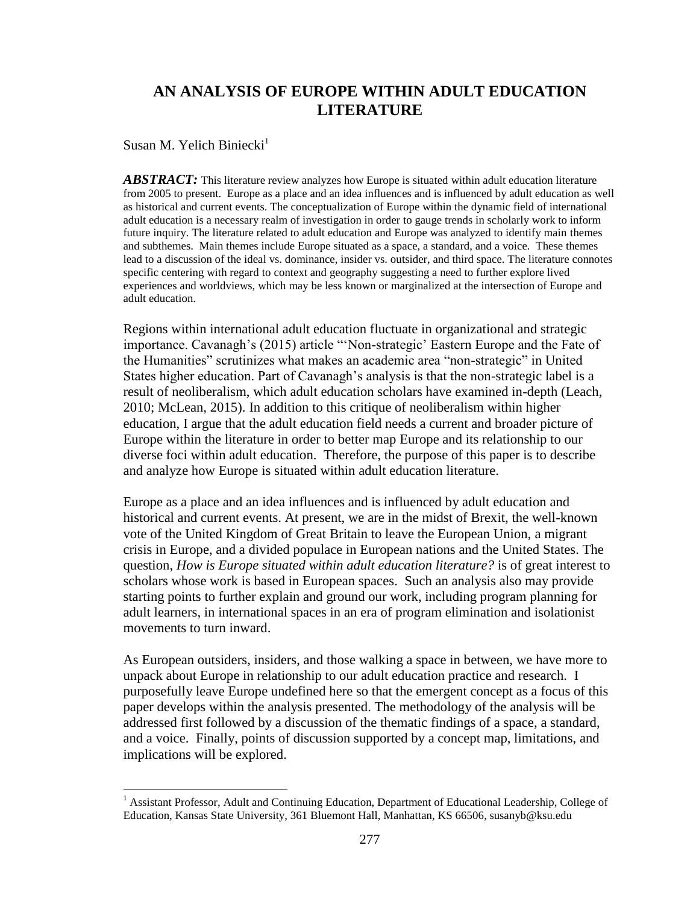# AN ANALYSIS OF EUROPE WITHIN ADULT EDUCATION LITERATURE

Susan M. Yelich Biniecki[1]

***ABSTRACT:*** This literature review analyzes how Europe is situated within adult education literature from 2005 to present. Europe as a place and an idea influences and is influenced by adult education as well as historical and current events. The conceptualization of Europe within the dynamic field of international adult education is a necessary realm of investigation in order to gauge trends in scholarly work to inform future inquiry. The literature related to adult education and Europe was analyzed to identify main themes and subthemes. Main themes include Europe situated as a space, a standard, and a voice. These themes lead to a discussion of the ideal vs. dominance, insider vs. outsider, and third space. The literature connotes specific centering with regard to context and geography suggesting a need to further explore lived experiences and worldviews, which may be less known or marginalized at the intersection of Europe and adult education.

Regions within international adult education fluctuate in organizational and strategic importance. Cavanagh's (2015) article "'Non-strategic' Eastern Europe and the Fate of the Humanities" scrutinizes what makes an academic area "non-strategic" in United States higher education. Part of Cavanagh's analysis is that the non-strategic label is a result of neoliberalism, which adult education scholars have examined in-depth (Leach, 2010; McLean, 2015). In addition to this critique of neoliberalism within higher education, I argue that the adult education field needs a current and broader picture of Europe within the literature in order to better map Europe and its relationship to our diverse foci within adult education. Therefore, the purpose of this paper is to describe and analyze how Europe is situated within adult education literature.

Europe as a place and an idea influences and is influenced by adult education and historical and current events. At present, we are in the midst of Brexit, the well-known vote of the United Kingdom of Great Britain to leave the European Union, a migrant crisis in Europe, and a divided populace in European nations and the United States. The question, *How is Europe situated within adult education literature?* is of great interest to scholars whose work is based in European spaces. Such an analysis also may provide starting points to further explain and ground our work, including program planning for adult learners, in international spaces in an era of program elimination and isolationist movements to turn inward.

As European outsiders, insiders, and those walking a space in between, we have more to unpack about Europe in relationship to our adult education practice and research. I purposefully leave Europe undefined here so that the emergent concept as a focus of this paper develops within the analysis presented. The methodology of the analysis will be addressed first followed by a discussion of the thematic findings of a space, a standard, and a voice. Finally, points of discussion supported by a concept map, limitations, and implications will be explored.

---

[1] Assistant Professor, Adult and Continuing Education, Department of Educational Leadership, College of Education, Kansas State University, 361 Bluemont Hall, Manhattan, KS 66506, susanyb@ksu.edu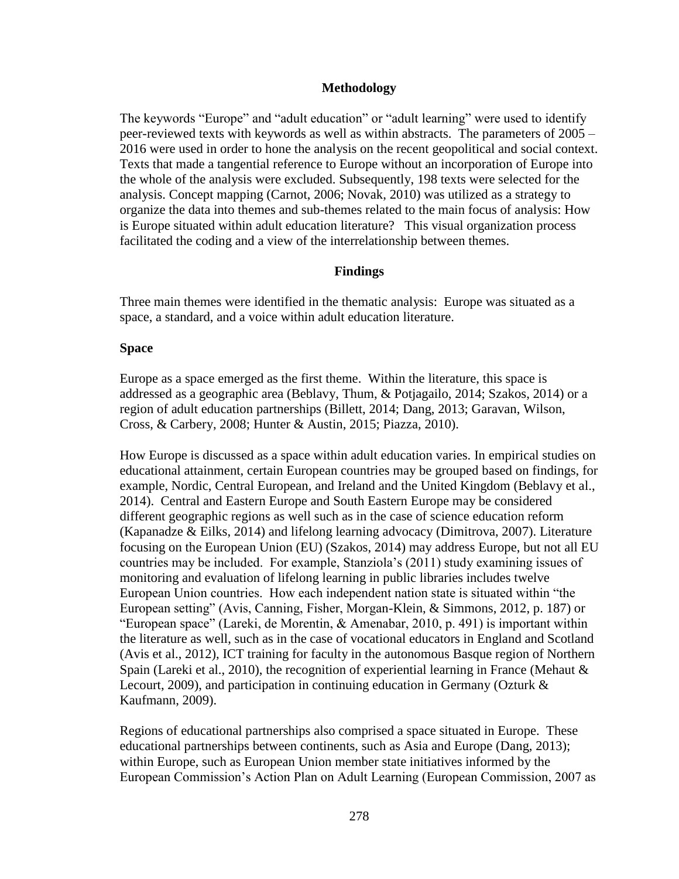## Methodology

The keywords "Europe" and "adult education" or "adult learning" were used to identify peer-reviewed texts with keywords as well as within abstracts. The parameters of 2005 – 2016 were used in order to hone the analysis on the recent geopolitical and social context. Texts that made a tangential reference to Europe without an incorporation of Europe into the whole of the analysis were excluded. Subsequently, 198 texts were selected for the analysis. Concept mapping (Carnot, 2006; Novak, 2010) was utilized as a strategy to organize the data into themes and sub-themes related to the main focus of analysis: How is Europe situated within adult education literature? This visual organization process facilitated the coding and a view of the interrelationship between themes.

## Findings

Three main themes were identified in the thematic analysis: Europe was situated as a space, a standard, and a voice within adult education literature.

### Space

Europe as a space emerged as the first theme. Within the literature, this space is addressed as a geographic area (Beblavy, Thum, & Potjagailo, 2014; Szakos, 2014) or a region of adult education partnerships (Billett, 2014; Dang, 2013; Garavan, Wilson, Cross, & Carbery, 2008; Hunter & Austin, 2015; Piazza, 2010).

How Europe is discussed as a space within adult education varies. In empirical studies on educational attainment, certain European countries may be grouped based on findings, for example, Nordic, Central European, and Ireland and the United Kingdom (Beblavy et al., 2014). Central and Eastern Europe and South Eastern Europe may be considered different geographic regions as well such as in the case of science education reform (Kapanadze & Eilks, 2014) and lifelong learning advocacy (Dimitrova, 2007). Literature focusing on the European Union (EU) (Szakos, 2014) may address Europe, but not all EU countries may be included. For example, Stanziola's (2011) study examining issues of monitoring and evaluation of lifelong learning in public libraries includes twelve European Union countries. How each independent nation state is situated within "the European setting" (Avis, Canning, Fisher, Morgan-Klein, & Simmons, 2012, p. 187) or "European space" (Lareki, de Morentin, & Amenabar, 2010, p. 491) is important within the literature as well, such as in the case of vocational educators in England and Scotland (Avis et al., 2012), ICT training for faculty in the autonomous Basque region of Northern Spain (Lareki et al., 2010), the recognition of experiential learning in France (Mehaut & Lecourt, 2009), and participation in continuing education in Germany (Ozturk & Kaufmann, 2009).

Regions of educational partnerships also comprised a space situated in Europe. These educational partnerships between continents, such as Asia and Europe (Dang, 2013); within Europe, such as European Union member state initiatives informed by the European Commission's Action Plan on Adult Learning (European Commission, 2007 as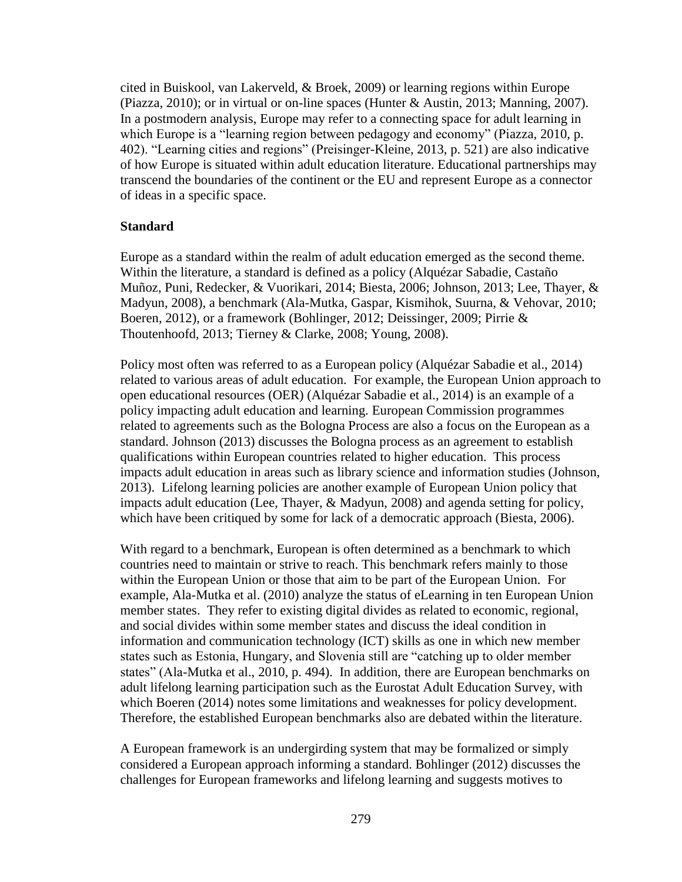cited in Buiskool, van Lakerveld, & Broek, 2009) or learning regions within Europe (Piazza, 2010); or in virtual or on-line spaces (Hunter & Austin, 2013; Manning, 2007). In a postmodern analysis, Europe may refer to a connecting space for adult learning in which Europe is a "learning region between pedagogy and economy" (Piazza, 2010, p. 402). "Learning cities and regions" (Preisinger-Kleine, 2013, p. 521) are also indicative of how Europe is situated within adult education literature. Educational partnerships may transcend the boundaries of the continent or the EU and represent Europe as a connector of ideas in a specific space.

**Standard**

Europe as a standard within the realm of adult education emerged as the second theme. Within the literature, a standard is defined as a policy (Alquézar Sabadie, Castaño Muñoz, Puni, Redecker, & Vuorikari, 2014; Biesta, 2006; Johnson, 2013; Lee, Thayer, & Madyun, 2008), a benchmark (Ala-Mutka, Gaspar, Kismihok, Suurna, & Vehovar, 2010; Boeren, 2012), or a framework (Bohlinger, 2012; Deissinger, 2009; Pirrie & Thoutenhoofd, 2013; Tierney & Clarke, 2008; Young, 2008).

Policy most often was referred to as a European policy (Alquézar Sabadie et al., 2014) related to various areas of adult education. For example, the European Union approach to open educational resources (OER) (Alquézar Sabadie et al., 2014) is an example of a policy impacting adult education and learning. European Commission programmes related to agreements such as the Bologna Process are also a focus on the European as a standard. Johnson (2013) discusses the Bologna process as an agreement to establish qualifications within European countries related to higher education. This process impacts adult education in areas such as library science and information studies (Johnson, 2013). Lifelong learning policies are another example of European Union policy that impacts adult education (Lee, Thayer, & Madyun, 2008) and agenda setting for policy, which have been critiqued by some for lack of a democratic approach (Biesta, 2006).

With regard to a benchmark, European is often determined as a benchmark to which countries need to maintain or strive to reach. This benchmark refers mainly to those within the European Union or those that aim to be part of the European Union. For example, Ala-Mutka et al. (2010) analyze the status of eLearning in ten European Union member states. They refer to existing digital divides as related to economic, regional, and social divides within some member states and discuss the ideal condition in information and communication technology (ICT) skills as one in which new member states such as Estonia, Hungary, and Slovenia still are "catching up to older member states" (Ala-Mutka et al., 2010, p. 494). In addition, there are European benchmarks on adult lifelong learning participation such as the Eurostat Adult Education Survey, with which Boeren (2014) notes some limitations and weaknesses for policy development. Therefore, the established European benchmarks also are debated within the literature.

A European framework is an undergirding system that may be formalized or simply considered a European approach informing a standard. Bohlinger (2012) discusses the challenges for European frameworks and lifelong learning and suggests motives to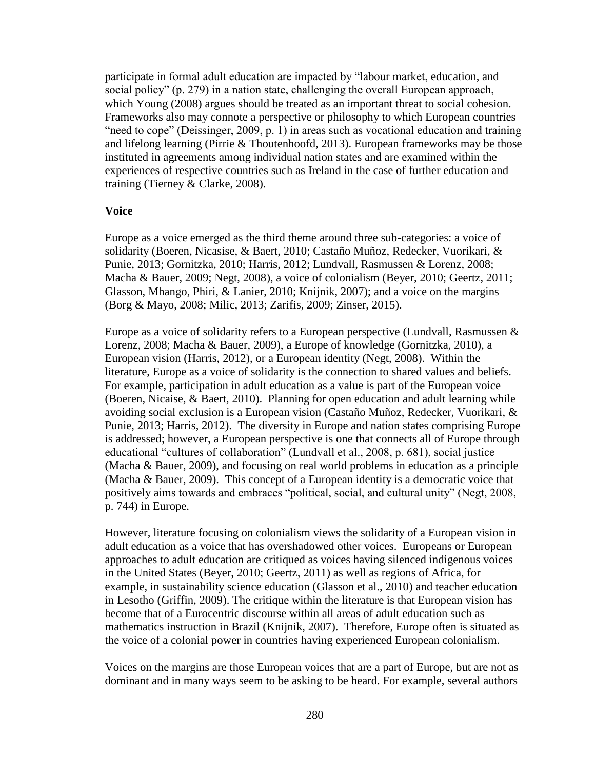participate in formal adult education are impacted by "labour market, education, and social policy" (p. 279) in a nation state, challenging the overall European approach, which Young (2008) argues should be treated as an important threat to social cohesion. Frameworks also may connote a perspective or philosophy to which European countries "need to cope" (Deissinger, 2009, p. 1) in areas such as vocational education and training and lifelong learning (Pirrie & Thoutenhoofd, 2013). European frameworks may be those instituted in agreements among individual nation states and are examined within the experiences of respective countries such as Ireland in the case of further education and training (Tierney & Clarke, 2008).

**Voice**

Europe as a voice emerged as the third theme around three sub-categories: a voice of solidarity (Boeren, Nicasise, & Baert, 2010; Castaño Muñoz, Redecker, Vuorikari, & Punie, 2013; Gornitzka, 2010; Harris, 2012; Lundvall, Rasmussen & Lorenz, 2008; Macha & Bauer, 2009; Negt, 2008), a voice of colonialism (Beyer, 2010; Geertz, 2011; Glasson, Mhango, Phiri, & Lanier, 2010; Knijnik, 2007); and a voice on the margins (Borg & Mayo, 2008; Milic, 2013; Zarifis, 2009; Zinser, 2015).

Europe as a voice of solidarity refers to a European perspective (Lundvall, Rasmussen & Lorenz, 2008; Macha & Bauer, 2009), a Europe of knowledge (Gornitzka, 2010), a European vision (Harris, 2012), or a European identity (Negt, 2008). Within the literature, Europe as a voice of solidarity is the connection to shared values and beliefs. For example, participation in adult education as a value is part of the European voice (Boeren, Nicaise, & Baert, 2010). Planning for open education and adult learning while avoiding social exclusion is a European vision (Castaño Muñoz, Redecker, Vuorikari, & Punie, 2013; Harris, 2012). The diversity in Europe and nation states comprising Europe is addressed; however, a European perspective is one that connects all of Europe through educational "cultures of collaboration" (Lundvall et al., 2008, p. 681), social justice (Macha & Bauer, 2009), and focusing on real world problems in education as a principle (Macha & Bauer, 2009). This concept of a European identity is a democratic voice that positively aims towards and embraces "political, social, and cultural unity" (Negt, 2008, p. 744) in Europe.

However, literature focusing on colonialism views the solidarity of a European vision in adult education as a voice that has overshadowed other voices. Europeans or European approaches to adult education are critiqued as voices having silenced indigenous voices in the United States (Beyer, 2010; Geertz, 2011) as well as regions of Africa, for example, in sustainability science education (Glasson et al., 2010) and teacher education in Lesotho (Griffin, 2009). The critique within the literature is that European vision has become that of a Eurocentric discourse within all areas of adult education such as mathematics instruction in Brazil (Knijnik, 2007). Therefore, Europe often is situated as the voice of a colonial power in countries having experienced European colonialism.

Voices on the margins are those European voices that are a part of Europe, but are not as dominant and in many ways seem to be asking to be heard. For example, several authors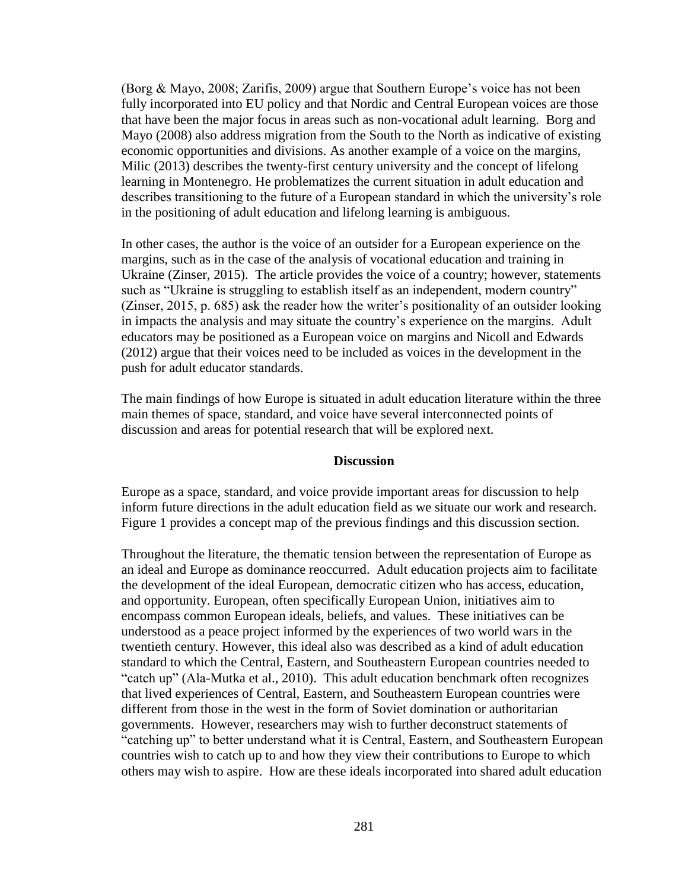(Borg & Mayo, 2008; Zarifis, 2009) argue that Southern Europe's voice has not been fully incorporated into EU policy and that Nordic and Central European voices are those that have been the major focus in areas such as non-vocational adult learning. Borg and Mayo (2008) also address migration from the South to the North as indicative of existing economic opportunities and divisions. As another example of a voice on the margins, Milic (2013) describes the twenty-first century university and the concept of lifelong learning in Montenegro. He problematizes the current situation in adult education and describes transitioning to the future of a European standard in which the university's role in the positioning of adult education and lifelong learning is ambiguous.

In other cases, the author is the voice of an outsider for a European experience on the margins, such as in the case of the analysis of vocational education and training in Ukraine (Zinser, 2015). The article provides the voice of a country; however, statements such as "Ukraine is struggling to establish itself as an independent, modern country" (Zinser, 2015, p. 685) ask the reader how the writer's positionality of an outsider looking in impacts the analysis and may situate the country's experience on the margins. Adult educators may be positioned as a European voice on margins and Nicoll and Edwards (2012) argue that their voices need to be included as voices in the development in the push for adult educator standards.

The main findings of how Europe is situated in adult education literature within the three main themes of space, standard, and voice have several interconnected points of discussion and areas for potential research that will be explored next.

## Discussion

Europe as a space, standard, and voice provide important areas for discussion to help inform future directions in the adult education field as we situate our work and research. Figure 1 provides a concept map of the previous findings and this discussion section.

Throughout the literature, the thematic tension between the representation of Europe as an ideal and Europe as dominance reoccurred. Adult education projects aim to facilitate the development of the ideal European, democratic citizen who has access, education, and opportunity. European, often specifically European Union, initiatives aim to encompass common European ideals, beliefs, and values. These initiatives can be understood as a peace project informed by the experiences of two world wars in the twentieth century. However, this ideal also was described as a kind of adult education standard to which the Central, Eastern, and Southeastern European countries needed to "catch up" (Ala-Mutka et al., 2010). This adult education benchmark often recognizes that lived experiences of Central, Eastern, and Southeastern European countries were different from those in the west in the form of Soviet domination or authoritarian governments. However, researchers may wish to further deconstruct statements of "catching up" to better understand what it is Central, Eastern, and Southeastern European countries wish to catch up to and how they view their contributions to Europe to which others may wish to aspire. How are these ideals incorporated into shared adult education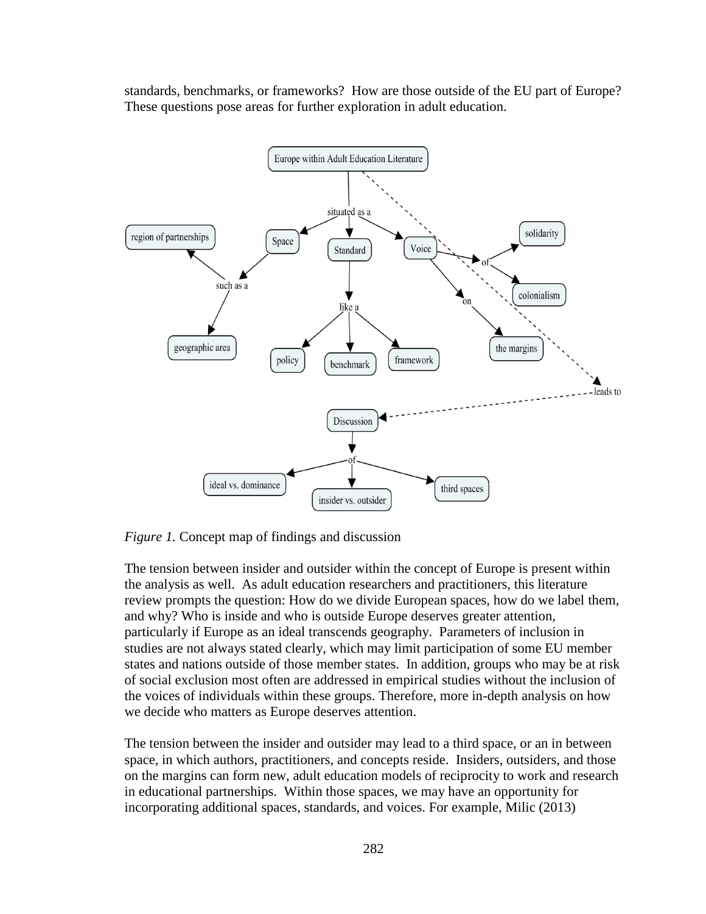standards, benchmarks, or frameworks? How are those outside of the EU part of Europe? These questions pose areas for further exploration in adult education.

*Figure 1.* Concept map of findings and discussion

The tension between insider and outsider within the concept of Europe is present within the analysis as well. As adult education researchers and practitioners, this literature review prompts the question: How do we divide European spaces, how do we label them, and why? Who is inside and who is outside Europe deserves greater attention, particularly if Europe as an ideal transcends geography. Parameters of inclusion in studies are not always stated clearly, which may limit participation of some EU member states and nations outside of those member states. In addition, groups who may be at risk of social exclusion most often are addressed in empirical studies without the inclusion of the voices of individuals within these groups. Therefore, more in-depth analysis on how we decide who matters as Europe deserves attention.

The tension between the insider and outsider may lead to a third space, or an in between space, in which authors, practitioners, and concepts reside. Insiders, outsiders, and those on the margins can form new, adult education models of reciprocity to work and research in educational partnerships. Within those spaces, we may have an opportunity for incorporating additional spaces, standards, and voices. For example, Milic (2013)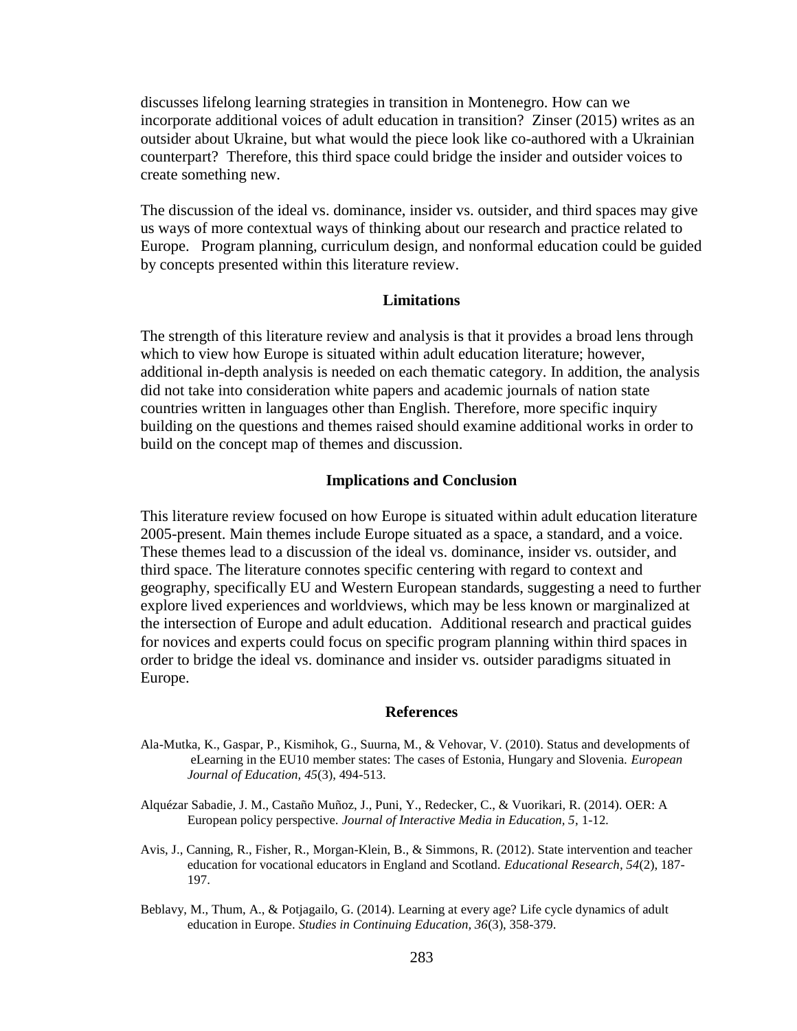discusses lifelong learning strategies in transition in Montenegro. How can we incorporate additional voices of adult education in transition? Zinser (2015) writes as an outsider about Ukraine, but what would the piece look like co-authored with a Ukrainian counterpart? Therefore, this third space could bridge the insider and outsider voices to create something new.

The discussion of the ideal vs. dominance, insider vs. outsider, and third spaces may give us ways of more contextual ways of thinking about our research and practice related to Europe. Program planning, curriculum design, and nonformal education could be guided by concepts presented within this literature review.

## Limitations

The strength of this literature review and analysis is that it provides a broad lens through which to view how Europe is situated within adult education literature; however, additional in-depth analysis is needed on each thematic category. In addition, the analysis did not take into consideration white papers and academic journals of nation state countries written in languages other than English. Therefore, more specific inquiry building on the questions and themes raised should examine additional works in order to build on the concept map of themes and discussion.

## Implications and Conclusion

This literature review focused on how Europe is situated within adult education literature 2005-present. Main themes include Europe situated as a space, a standard, and a voice. These themes lead to a discussion of the ideal vs. dominance, insider vs. outsider, and third space. The literature connotes specific centering with regard to context and geography, specifically EU and Western European standards, suggesting a need to further explore lived experiences and worldviews, which may be less known or marginalized at the intersection of Europe and adult education. Additional research and practical guides for novices and experts could focus on specific program planning within third spaces in order to bridge the ideal vs. dominance and insider vs. outsider paradigms situated in Europe.

## References

Ala-Mutka, K., Gaspar, P., Kismihok, G., Suurna, M., & Vehovar, V. (2010). Status and developments of eLearning in the EU10 member states: The cases of Estonia, Hungary and Slovenia. *European Journal of Education, 45*(3), 494-513.

Alquézar Sabadie, J. M., Castaño Muñoz, J., Puni, Y., Redecker, C., & Vuorikari, R. (2014). OER: A European policy perspective. *Journal of Interactive Media in Education, 5*, 1-12.

Avis, J., Canning, R., Fisher, R., Morgan-Klein, B., & Simmons, R. (2012). State intervention and teacher education for vocational educators in England and Scotland. *Educational Research, 54*(2), 187-197.

Beblavy, M., Thum, A., & Potjagailo, G. (2014). Learning at every age? Life cycle dynamics of adult education in Europe. *Studies in Continuing Education, 36*(3), 358-379.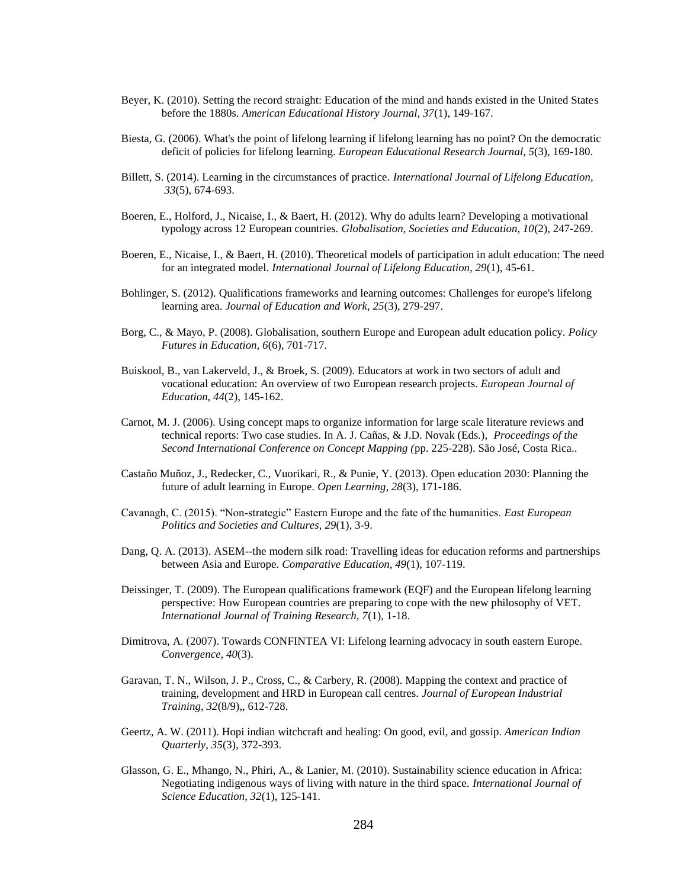Beyer, K. (2010). Setting the record straight: Education of the mind and hands existed in the United States before the 1880s. *American Educational History Journal, 37*(1), 149-167.

Biesta, G. (2006). What's the point of lifelong learning if lifelong learning has no point? On the democratic deficit of policies for lifelong learning. *European Educational Research Journal, 5*(3), 169-180.

Billett, S. (2014). Learning in the circumstances of practice. *International Journal of Lifelong Education, 33*(5), 674-693.

Boeren, E., Holford, J., Nicaise, I., & Baert, H. (2012). Why do adults learn? Developing a motivational typology across 12 European countries. *Globalisation, Societies and Education, 10*(2), 247-269.

Boeren, E., Nicaise, I., & Baert, H. (2010). Theoretical models of participation in adult education: The need for an integrated model. *International Journal of Lifelong Education, 29*(1), 45-61.

Bohlinger, S. (2012). Qualifications frameworks and learning outcomes: Challenges for europe's lifelong learning area. *Journal of Education and Work, 25*(3), 279-297.

Borg, C., & Mayo, P. (2008). Globalisation, southern Europe and European adult education policy. *Policy Futures in Education, 6*(6), 701-717.

Buiskool, B., van Lakerveld, J., & Broek, S. (2009). Educators at work in two sectors of adult and vocational education: An overview of two European research projects. *European Journal of Education, 44*(2), 145-162.

Carnot, M. J. (2006). Using concept maps to organize information for large scale literature reviews and technical reports: Two case studies. In A. J. Cañas, & J.D. Novak (Eds.), *Proceedings of the Second International Conference on Concept Mapping (*pp. 225-228). São José, Costa Rica..

Castaño Muñoz, J., Redecker, C., Vuorikari, R., & Punie, Y. (2013). Open education 2030: Planning the future of adult learning in Europe. *Open Learning, 28*(3), 171-186.

Cavanagh, C. (2015). "Non-strategic" Eastern Europe and the fate of the humanities. *East European Politics and Societies and Cultures*, *29*(1), 3-9.

Dang, Q. A. (2013). ASEM--the modern silk road: Travelling ideas for education reforms and partnerships between Asia and Europe. *Comparative Education, 49*(1), 107-119.

Deissinger, T. (2009). The European qualifications framework (EQF) and the European lifelong learning perspective: How European countries are preparing to cope with the new philosophy of VET. *International Journal of Training Research, 7*(1), 1-18.

Dimitrova, A. (2007). Towards CONFINTEA VI: Lifelong learning advocacy in south eastern Europe. *Convergence, 40*(3).

Garavan, T. N., Wilson, J. P., Cross, C., & Carbery, R. (2008). Mapping the context and practice of training, development and HRD in European call centres. *Journal of European Industrial Training, 32*(8/9),, 612-728.

Geertz, A. W. (2011). Hopi indian witchcraft and healing: On good, evil, and gossip. *American Indian Quarterly, 35*(3), 372-393.

Glasson, G. E., Mhango, N., Phiri, A., & Lanier, M. (2010). Sustainability science education in Africa: Negotiating indigenous ways of living with nature in the third space. *International Journal of Science Education, 32*(1), 125-141.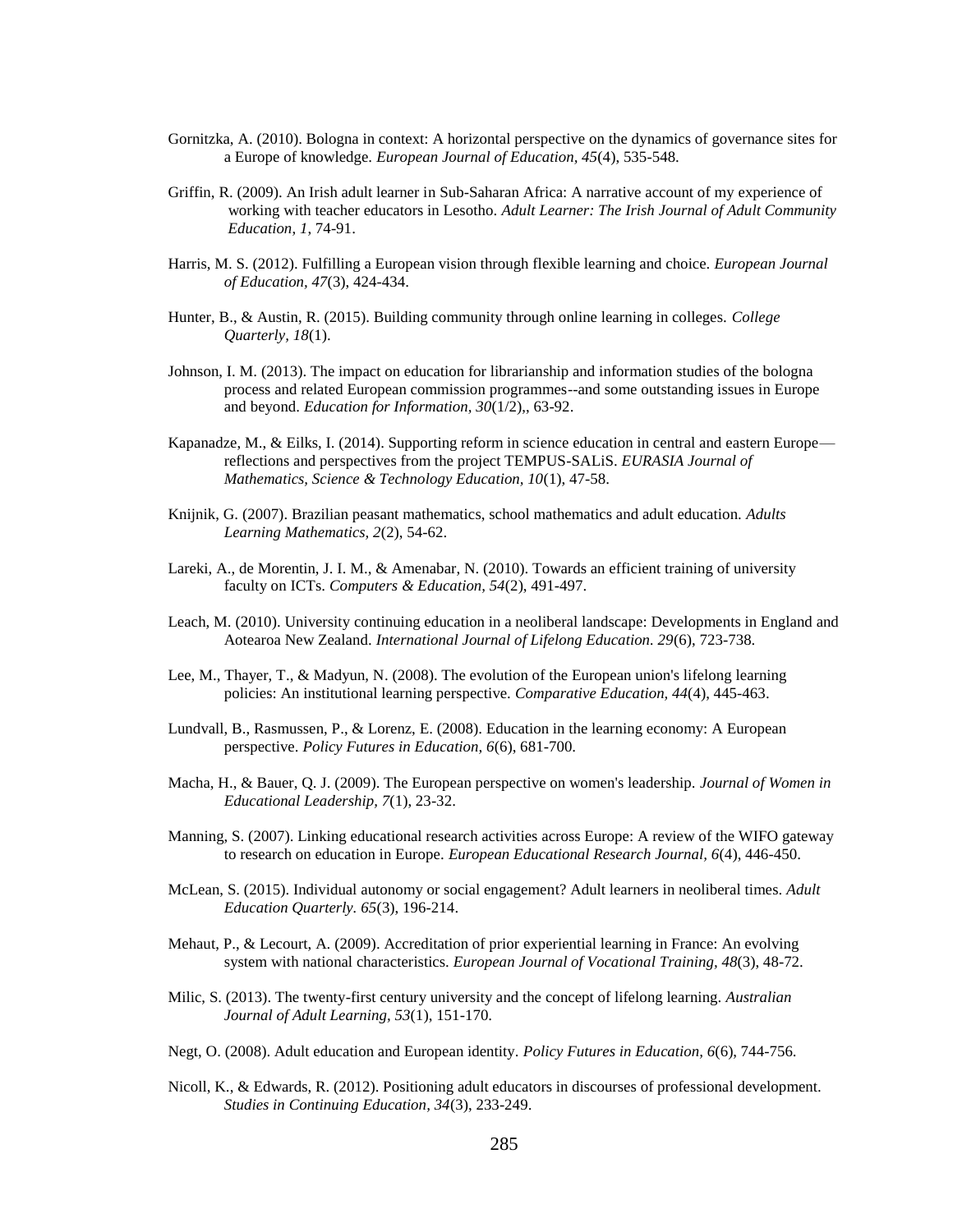Gornitzka, A. (2010). Bologna in context: A horizontal perspective on the dynamics of governance sites for a Europe of knowledge. *European Journal of Education, 45*(4), 535-548.

Griffin, R. (2009). An Irish adult learner in Sub-Saharan Africa: A narrative account of my experience of working with teacher educators in Lesotho. *Adult Learner: The Irish Journal of Adult Community Education, 1*, 74-91.

Harris, M. S. (2012). Fulfilling a European vision through flexible learning and choice. *European Journal of Education, 47*(3), 424-434.

Hunter, B., & Austin, R. (2015). Building community through online learning in colleges. *College Quarterly, 18*(1).

Johnson, I. M. (2013). The impact on education for librarianship and information studies of the bologna process and related European commission programmes--and some outstanding issues in Europe and beyond. *Education for Information, 30*(1/2),, 63-92.

Kapanadze, M., & Eilks, I. (2014). Supporting reform in science education in central and eastern Europe—reflections and perspectives from the project TEMPUS-SALiS. *EURASIA Journal of Mathematics, Science & Technology Education, 10*(1), 47-58.

Knijnik, G. (2007). Brazilian peasant mathematics, school mathematics and adult education. *Adults Learning Mathematics, 2*(2), 54-62.

Lareki, A., de Morentin, J. I. M., & Amenabar, N. (2010). Towards an efficient training of university faculty on ICTs. *Computers & Education, 54*(2), 491-497.

Leach, M. (2010). University continuing education in a neoliberal landscape: Developments in England and Aotearoa New Zealand. *International Journal of Lifelong Education. 29*(6), 723-738.

Lee, M., Thayer, T., & Madyun, N. (2008). The evolution of the European union's lifelong learning policies: An institutional learning perspective. *Comparative Education, 44*(4), 445-463.

Lundvall, B., Rasmussen, P., & Lorenz, E. (2008). Education in the learning economy: A European perspective. *Policy Futures in Education, 6*(6), 681-700.

Macha, H., & Bauer, Q. J. (2009). The European perspective on women's leadership. *Journal of Women in Educational Leadership, 7*(1), 23-32.

Manning, S. (2007). Linking educational research activities across Europe: A review of the WIFO gateway to research on education in Europe. *European Educational Research Journal, 6*(4), 446-450.

McLean, S. (2015). Individual autonomy or social engagement? Adult learners in neoliberal times. *Adult Education Quarterly. 65*(3), 196-214.

Mehaut, P., & Lecourt, A. (2009). Accreditation of prior experiential learning in France: An evolving system with national characteristics. *European Journal of Vocational Training, 48*(3), 48-72.

Milic, S. (2013). The twenty-first century university and the concept of lifelong learning. *Australian Journal of Adult Learning, 53*(1), 151-170.

Negt, O. (2008). Adult education and European identity. *Policy Futures in Education, 6*(6), 744-756.

Nicoll, K., & Edwards, R. (2012). Positioning adult educators in discourses of professional development. *Studies in Continuing Education, 34*(3), 233-249.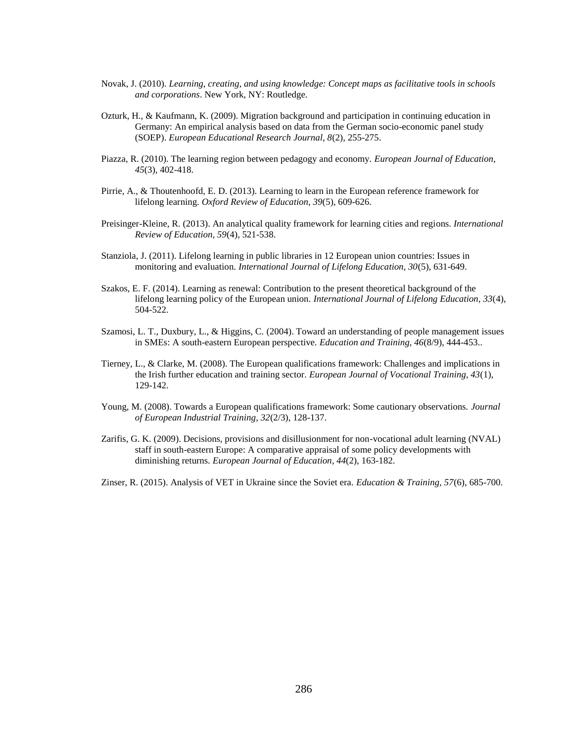Novak, J. (2010). *Learning, creating, and using knowledge: Concept maps as facilitative tools in schools and corporations*. New York, NY: Routledge.

Ozturk, H., & Kaufmann, K. (2009). Migration background and participation in continuing education in Germany: An empirical analysis based on data from the German socio-economic panel study (SOEP). *European Educational Research Journal, 8*(2), 255-275.

Piazza, R. (2010). The learning region between pedagogy and economy. *European Journal of Education, 45*(3), 402-418.

Pirrie, A., & Thoutenhoofd, E. D. (2013). Learning to learn in the European reference framework for lifelong learning. *Oxford Review of Education, 39*(5), 609-626.

Preisinger-Kleine, R. (2013). An analytical quality framework for learning cities and regions. *International Review of Education, 59*(4), 521-538.

Stanziola, J. (2011). Lifelong learning in public libraries in 12 European union countries: Issues in monitoring and evaluation. *International Journal of Lifelong Education, 30*(5), 631-649.

Szakos, E. F. (2014). Learning as renewal: Contribution to the present theoretical background of the lifelong learning policy of the European union. *International Journal of Lifelong Education, 33*(4), 504-522.

Szamosi, L. T., Duxbury, L., & Higgins, C. (2004). Toward an understanding of people management issues in SMEs: A south-eastern European perspective. *Education and Training, 46*(8/9), 444-453..

Tierney, L., & Clarke, M. (2008). The European qualifications framework: Challenges and implications in the Irish further education and training sector. *European Journal of Vocational Training, 43*(1), 129-142.

Young, M. (2008). Towards a European qualifications framework: Some cautionary observations. *Journal of European Industrial Training, 32*(2/3), 128-137.

Zarifis, G. K. (2009). Decisions, provisions and disillusionment for non-vocational adult learning (NVAL) staff in south-eastern Europe: A comparative appraisal of some policy developments with diminishing returns. *European Journal of Education, 44*(2), 163-182.

Zinser, R. (2015). Analysis of VET in Ukraine since the Soviet era. *Education & Training, 57*(6), 685-700.